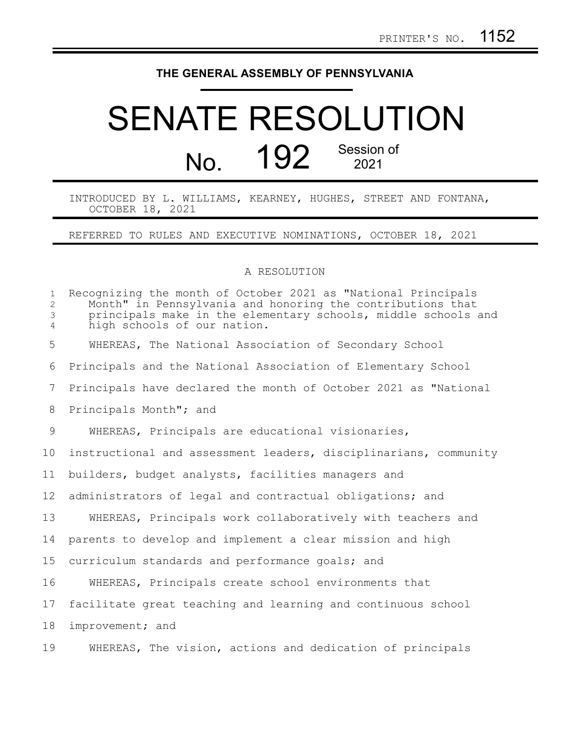PRINTER'S NO. 1152

# THE GENERAL ASSEMBLY OF PENNSYLVANIA

# SENATE RESOLUTION

## No. 192 Session of 2021

INTRODUCED BY L. WILLIAMS, KEARNEY, HUGHES, STREET AND FONTANA, OCTOBER 18, 2021

REFERRED TO RULES AND EXECUTIVE NOMINATIONS, OCTOBER 18, 2021

A RESOLUTION

Recognizing the month of October 2021 as "National Principals Month" in Pennsylvania and honoring the contributions that principals make in the elementary schools, middle schools and high schools of our nation.

WHEREAS, The National Association of Secondary School Principals and the National Association of Elementary School Principals have declared the month of October 2021 as "National Principals Month"; and

WHEREAS, Principals are educational visionaries, instructional and assessment leaders, disciplinarians, community builders, budget analysts, facilities managers and administrators of legal and contractual obligations; and

WHEREAS, Principals work collaboratively with teachers and parents to develop and implement a clear mission and high curriculum standards and performance goals; and

WHEREAS, Principals create school environments that facilitate great teaching and learning and continuous school improvement; and

WHEREAS, The vision, actions and dedication of principals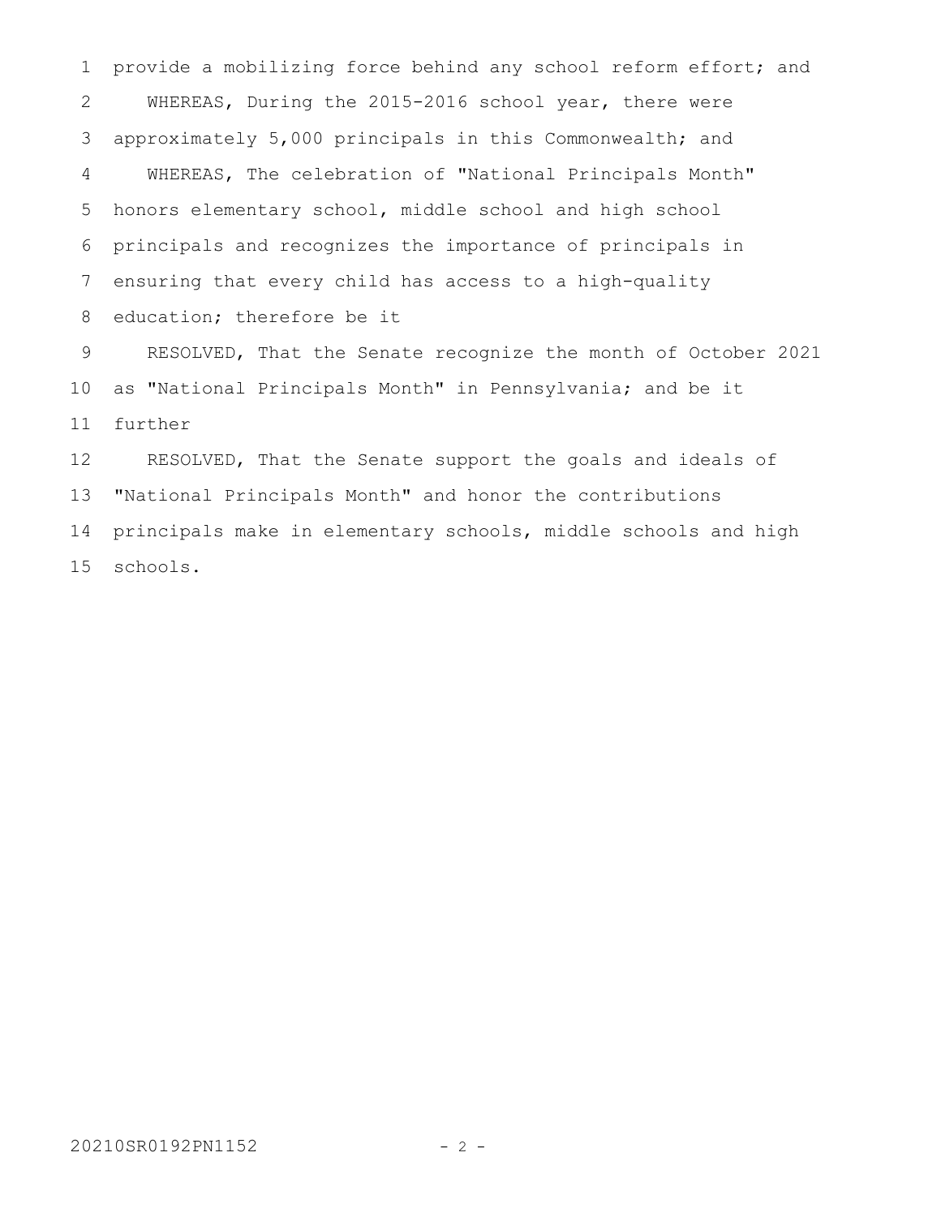provide a mobilizing force behind any school reform effort; and

WHEREAS, During the 2015-2016 school year, there were approximately 5,000 principals in this Commonwealth; and

WHEREAS, The celebration of "National Principals Month" honors elementary school, middle school and high school principals and recognizes the importance of principals in ensuring that every child has access to a high-quality education; therefore be it

RESOLVED, That the Senate recognize the month of October 2021 as "National Principals Month" in Pennsylvania; and be it further

RESOLVED, That the Senate support the goals and ideals of "National Principals Month" and honor the contributions principals make in elementary schools, middle schools and high schools.